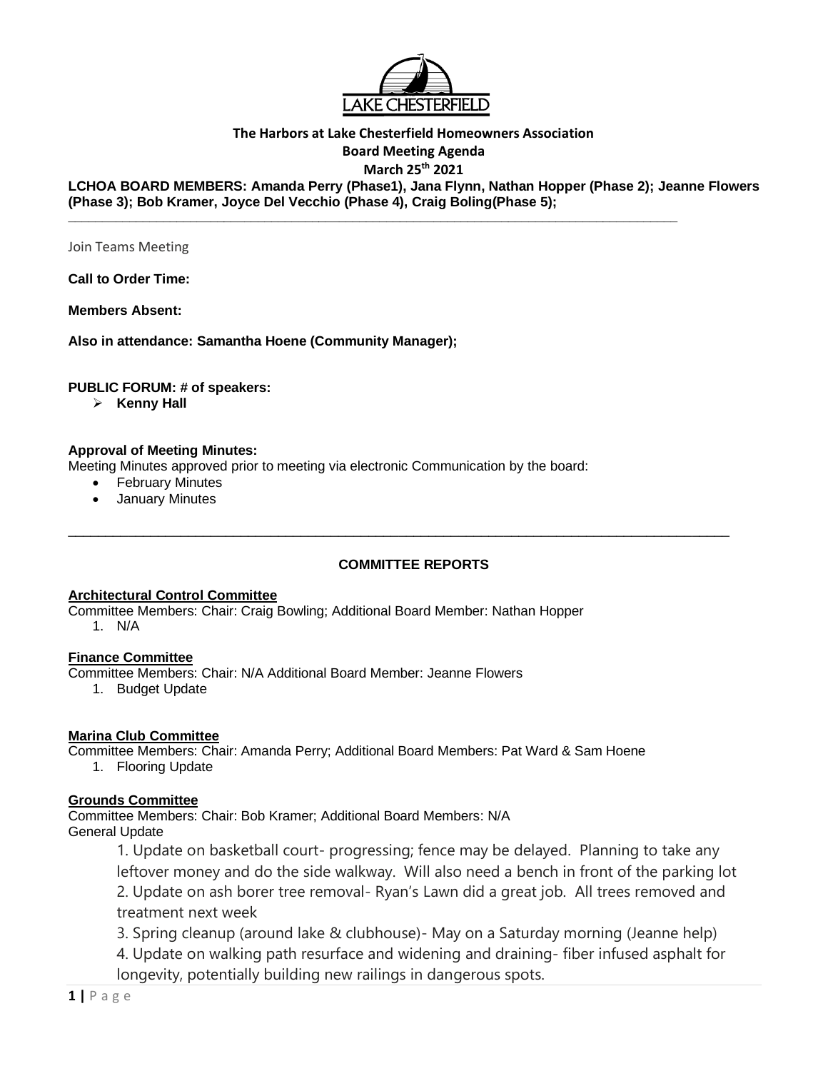**The Harbors at Lake Chesterfield Homeowners Association**

**Board Meeting Agenda**

**March 25th 2021**

**LCHOA BOARD MEMBERS: Amanda Perry (Phase1), Jana Flynn, Nathan Hopper (Phase 2); Jeanne Flowers (Phase 3); Bob Kramer, Joyce Del Vecchio (Phase 4), Craig Boling(Phase 5);**

---

Join Teams Meeting

**Call to Order Time:**

**Members Absent:**

**Also in attendance: Samantha Hoene (Community Manager);**

**PUBLIC FORUM: # of speakers:**

- **Kenny Hall**

**Approval of Meeting Minutes:**

Meeting Minutes approved prior to meeting via electronic Communication by the board:

- February Minutes
- January Minutes

---

## COMMITTEE REPORTS

### Architectural Control Committee

Committee Members: Chair: Craig Bowling; Additional Board Member: Nathan Hopper

1. N/A

### Finance Committee

Committee Members: Chair: N/A Additional Board Member: Jeanne Flowers

1. Budget Update

### Marina Club Committee

Committee Members: Chair: Amanda Perry; Additional Board Members: Pat Ward & Sam Hoene

1. Flooring Update

### Grounds Committee

Committee Members: Chair: Bob Kramer; Additional Board Members: N/A

General Update

1. Update on basketball court- progressing; fence may be delayed. Planning to take any leftover money and do the side walkway. Will also need a bench in front of the parking lot
2. Update on ash borer tree removal- Ryan's Lawn did a great job. All trees removed and treatment next week
3. Spring cleanup (around lake & clubhouse)- May on a Saturday morning (Jeanne help)
4. Update on walking path resurface and widening and draining- fiber infused asphalt for longevity, potentially building new railings in dangerous spots.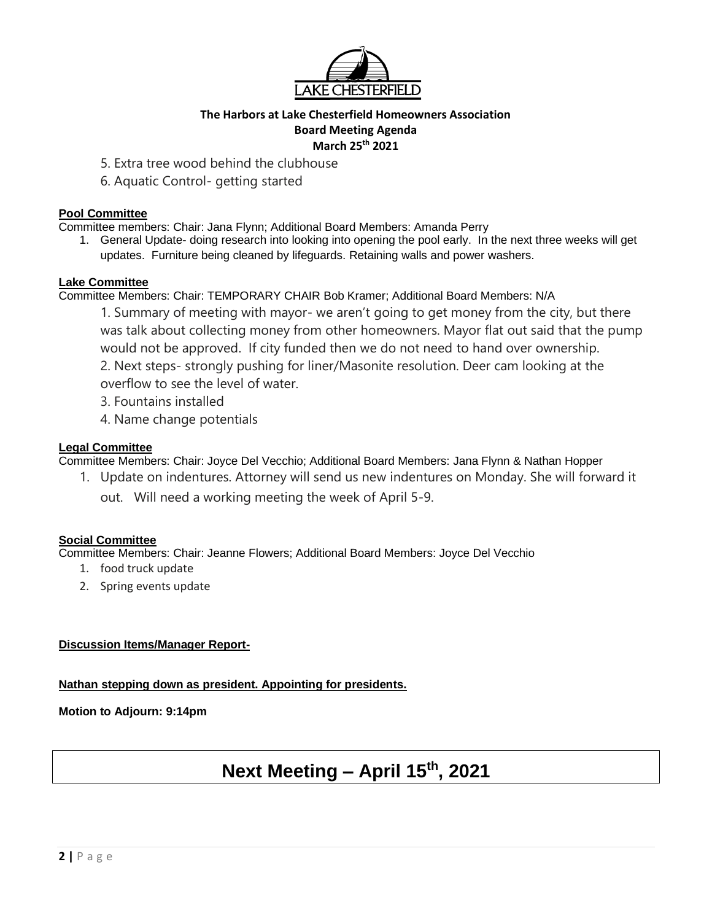**The Harbors at Lake Chesterfield Homeowners Association**
**Board Meeting Agenda**
**March 25th 2021**

5. Extra tree wood behind the clubhouse
6. Aquatic Control- getting started

**Pool Committee**

Committee members: Chair: Jana Flynn; Additional Board Members: Amanda Perry

1. General Update- doing research into looking into opening the pool early. In the next three weeks will get updates. Furniture being cleaned by lifeguards. Retaining walls and power washers.

**Lake Committee**

Committee Members: Chair: TEMPORARY CHAIR Bob Kramer; Additional Board Members: N/A

1. Summary of meeting with mayor- we aren't going to get money from the city, but there was talk about collecting money from other homeowners. Mayor flat out said that the pump would not be approved. If city funded then we do not need to hand over ownership.
2. Next steps- strongly pushing for liner/Masonite resolution. Deer cam looking at the overflow to see the level of water.
3. Fountains installed
4. Name change potentials

**Legal Committee**

Committee Members: Chair: Joyce Del Vecchio; Additional Board Members: Jana Flynn & Nathan Hopper

1. Update on indentures. Attorney will send us new indentures on Monday. She will forward it out. Will need a working meeting the week of April 5-9.

**Social Committee**

Committee Members: Chair: Jeanne Flowers; Additional Board Members: Joyce Del Vecchio

1. food truck update
2. Spring events update

**Discussion Items/Manager Report-**

**Nathan stepping down as president. Appointing for presidents.**

**Motion to Adjourn: 9:14pm**

# Next Meeting – April 15th, 2021